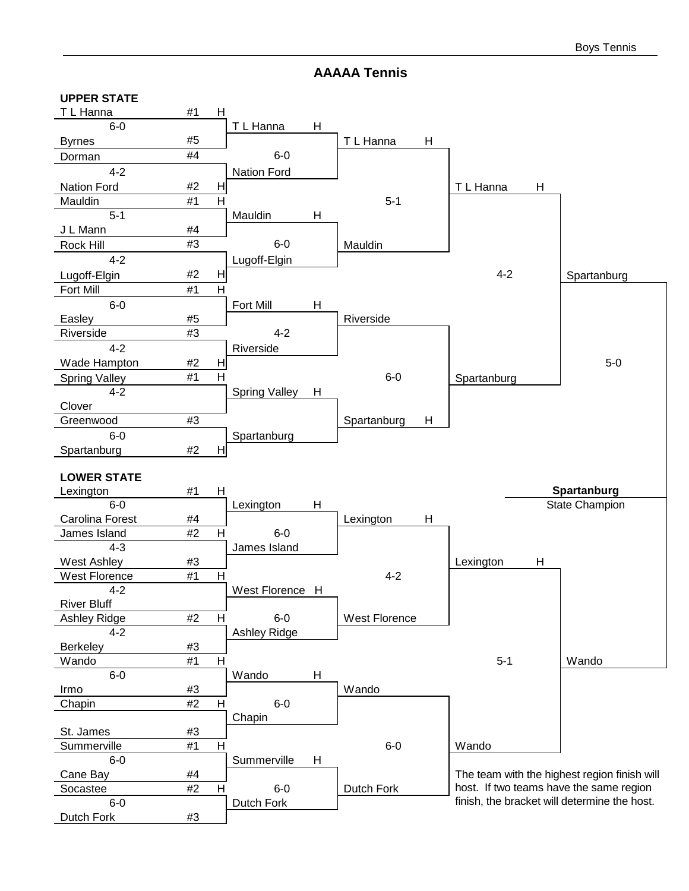# AAAAA Tennis

## UPPER STATE

### First Round

| Team | Seed | Host | Score |
|---|---|---|---|
| T L Hanna | #1 | H | 6-0 |
| Byrnes | #5 | | |
| Dorman | #4 | | 4-2 |
| Nation Ford | #2 | H | |
| Mauldin | #1 | H | 5-1 |
| J L Mann | #4 | | |
| Rock Hill | #3 | | 4-2 |
| Lugoff-Elgin | #2 | H | |
| Fort Mill | #1 | H | 6-0 |
| Easley | #5 | | |
| Riverside | #3 | | 4-2 |
| Wade Hampton | #2 | H | |
| Spring Valley | #1 | H | 4-2 |
| Clover | | | |
| Greenwood | #3 | | 6-0 |
| Spartanburg | #2 | H | |

### Second Round

| Team | Host | Score |
|---|---|---|
| T L Hanna | H | 6-0 |
| Nation Ford | | |
| Mauldin | H | 6-0 |
| Lugoff-Elgin | | |
| Fort Mill | H | 4-2 |
| Riverside | | |
| Spring Valley | H | |
| Spartanburg | | |

### Third Round

| Team | Host | Score |
|---|---|---|
| T L Hanna | H | 5-1 |
| Mauldin | | |
| Riverside | | 6-0 |
| Spartanburg | H | |

### Upper State Final

| Team | Host | Score |
|---|---|---|
| T L Hanna | H | 4-2 |
| Spartanburg | | |

## LOWER STATE

### First Round

| Team | Seed | Host | Score |
|---|---|---|---|
| Lexington | #1 | H | 6-0 |
| Carolina Forest | #4 | | |
| James Island | #2 | H | 4-3 |
| West Ashley | #3 | | |
| West Florence | #1 | H | 4-2 |
| River Bluff | | | |
| Ashley Ridge | #2 | H | 4-2 |
| Berkeley | #3 | | |
| Wando | #1 | H | 6-0 |
| Irmo | #3 | | |
| Chapin | #2 | H | |
| St. James | #3 | | |
| Summerville | #1 | H | 6-0 |
| Cane Bay | #4 | | |
| Socastee | #2 | H | 6-0 |
| Dutch Fork | #3 | | |

### Second Round

| Team | Host | Score |
|---|---|---|
| Lexington | H | 6-0 |
| James Island | | |
| West Florence | H | 6-0 |
| Ashley Ridge | | |
| Wando | H | 6-0 |
| Chapin | | |
| Summerville | H | 6-0 |
| Dutch Fork | | |

### Third Round

| Team | Host | Score |
|---|---|---|
| Lexington | H | 4-2 |
| West Florence | | |
| Wando | | 6-0 |
| Dutch Fork | | |

### Lower State Final

| Team | Host | Score |
|---|---|---|
| Lexington | H | 5-1 |
| Wando | | |

## State Final

| Team | Score |
|---|---|
| Spartanburg | 5-0 |
| Wando | |

**Spartanburg**
State Champion

The team with the highest region finish will host. If two teams have the same region finish, the bracket will determine the host.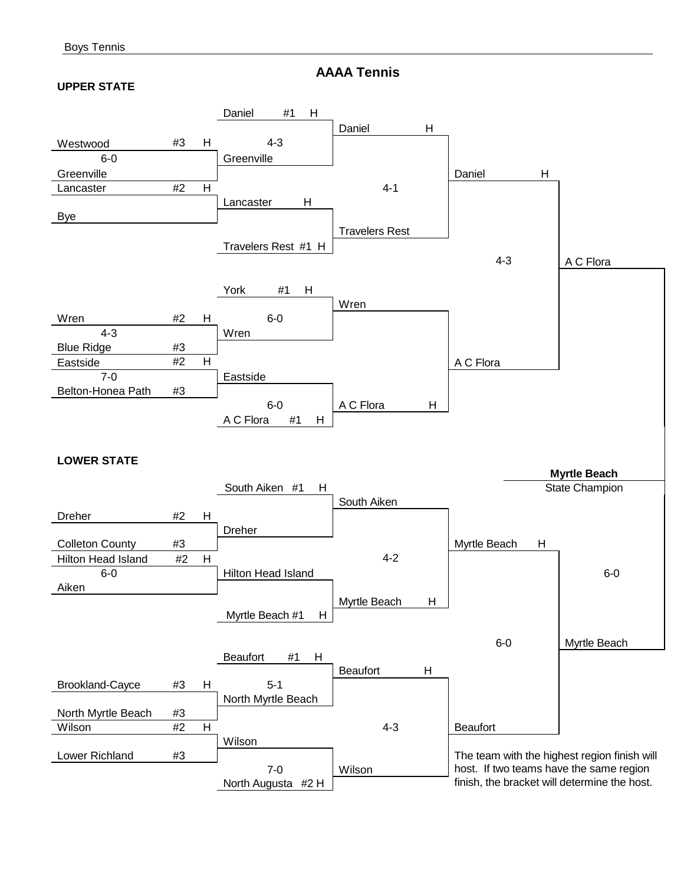# AAAA Tennis

## UPPER STATE

**First Round**
- Westwood #3 H vs. Greenville — 6-0 — Greenville advances
- Lancaster #2 H — Bye
- Wren #2 H vs. Blue Ridge #3 — 4-3 — Wren advances
- Eastside #2 H vs. Belton-Honea Path #3 — 7-0 — Eastside advances

**Second Round**
- Daniel #1 H vs. Greenville — 4-3 — Daniel advances
- Lancaster H vs. Travelers Rest #1 H — Travelers Rest advances
- York #1 H vs. Wren — 6-0 — Wren advances
- Eastside vs. A C Flora #1 H — 6-0 — A C Flora advances

**Third Round**
- Daniel H vs. Travelers Rest — 4-1 — Daniel advances
- Wren vs. A C Flora H — A C Flora advances

**Upper State Final**
- Daniel H vs. A C Flora — 4-3 — A C Flora

## LOWER STATE

**First Round**
- Dreher #2 H vs. Colleton County #3 — Dreher advances
- Hilton Head Island #2 H vs. Aiken — 6-0 — Hilton Head Island advances
- Brookland-Cayce #3 H vs. North Myrtle Beach #3 — North Myrtle Beach advances
- Wilson #2 H vs. Lower Richland #3 — Wilson advances

**Second Round**
- South Aiken #1 H vs. Dreher — South Aiken advances
- Hilton Head Island vs. Myrtle Beach #1 H — Myrtle Beach advances
- Beaufort #1 H vs. North Myrtle Beach — 5-1 — Beaufort advances
- Wilson vs. North Augusta #2 H — 7-0 — Wilson advances

**Third Round**
- South Aiken vs. Myrtle Beach H — 4-2 — Myrtle Beach advances
- Beaufort H vs. Wilson — 4-3 — Beaufort advances

**Lower State Final**
- Myrtle Beach H vs. Beaufort — 6-0 — Myrtle Beach

## State Final

- A C Flora vs. Myrtle Beach — 6-0

**Myrtle Beach**
State Champion

The team with the highest region finish will host. If two teams have the same region finish, the bracket will determine the host.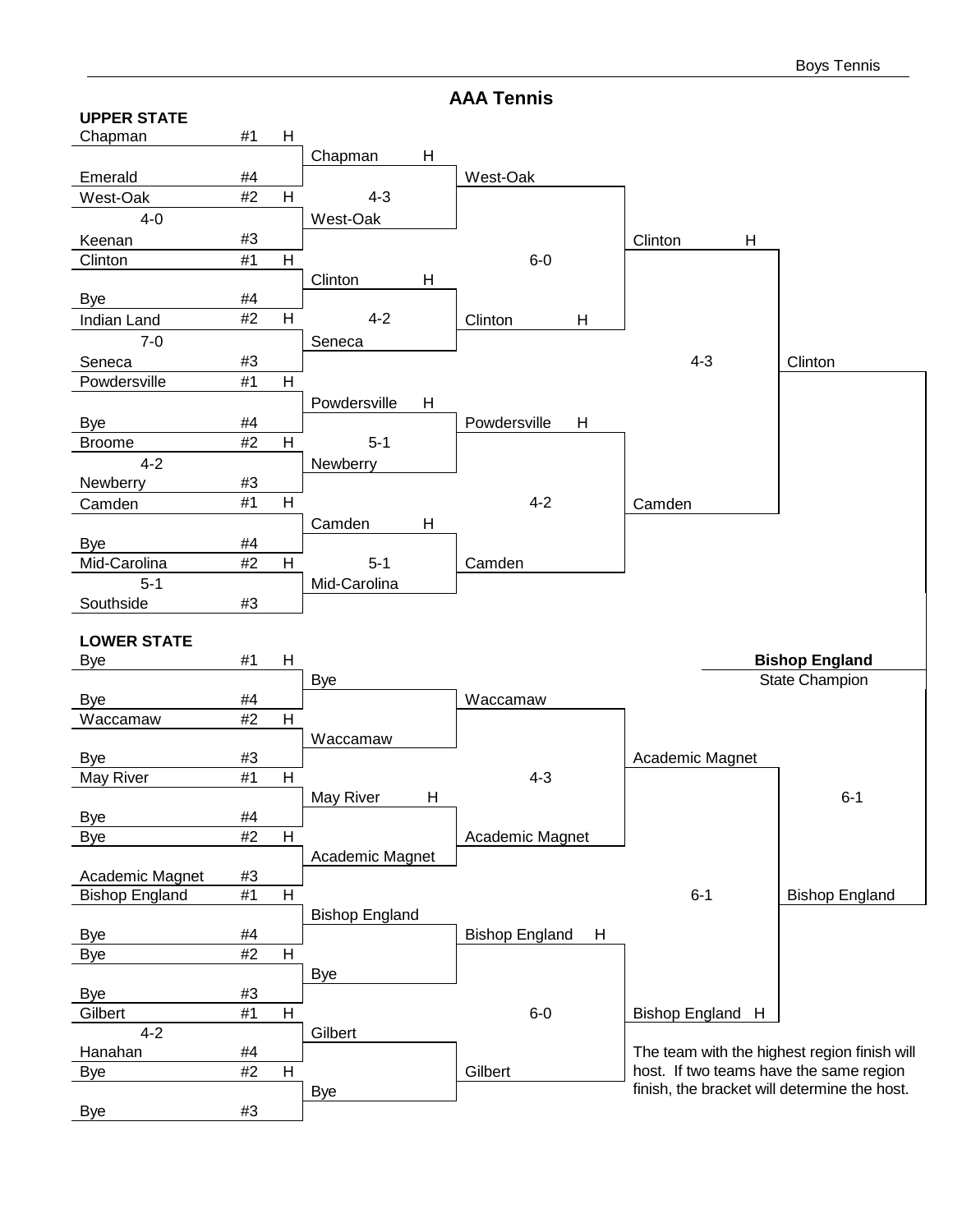# AAA Tennis

## UPPER STATE

### First Round

| Team | Seed | Host | Score | Winner |
| --- | --- | --- | --- | --- |
| Chapman | #1 | H | | Chapman H |
| Emerald | #4 | | | |
| West-Oak | #2 | H | 4-0 | West-Oak |
| Keenan | #3 | | | |
| Clinton | #1 | H | | Clinton H |
| Bye | #4 | | | |
| Indian Land | #2 | H | 7-0 | Seneca |
| Seneca | #3 | | | |
| Powdersville | #1 | H | | Powdersville H |
| Bye | #4 | | | |
| Broome | #2 | H | 4-2 | Newberry |
| Newberry | #3 | | | |
| Camden | #1 | H | | Camden H |
| Bye | #4 | | | |
| Mid-Carolina | #2 | H | 5-1 | Mid-Carolina |
| Southside | #3 | | | |

### Second Round

| Matchup | Score | Winner |
| --- | --- | --- |
| Chapman H vs. West-Oak | 4-3 | West-Oak |
| Clinton H vs. Seneca | 4-2 | Clinton H |
| Powdersville H vs. Newberry | 5-1 | Powdersville H |
| Camden H vs. Mid-Carolina | 5-1 | Camden |

### Third Round

| Matchup | Score | Winner |
| --- | --- | --- |
| West-Oak vs. Clinton H | 6-0 | Clinton H |
| Powdersville H vs. Camden | 4-2 | Camden |

### Upper State Final

| Matchup | Score | Winner |
| --- | --- | --- |
| Clinton H vs. Camden | 4-3 | Clinton |

## LOWER STATE

### First Round

| Team | Seed | Host | Score | Winner |
| --- | --- | --- | --- | --- |
| Bye | #1 | H | | Bye |
| Bye | #4 | | | |
| Waccamaw | #2 | H | | Waccamaw |
| Bye | #3 | | | |
| May River | #1 | H | | May River H |
| Bye | #4 | | | |
| Bye | #2 | H | | Academic Magnet |
| Academic Magnet | #3 | | | |
| Bishop England | #1 | H | | Bishop England |
| Bye | #4 | | | |
| Bye | #2 | H | | Bye |
| Bye | #3 | | | |
| Gilbert | #1 | H | 4-2 | Gilbert |
| Hanahan | #4 | | | |
| Bye | #2 | H | | Bye |
| Bye | #3 | | | |

### Second Round

| Matchup | Score | Winner |
| --- | --- | --- |
| Bye vs. Waccamaw | | Waccamaw |
| May River H vs. Academic Magnet | | Academic Magnet |
| Bishop England vs. Bye | | Bishop England H |
| Gilbert vs. Bye | | Gilbert |

### Third Round

| Matchup | Score | Winner |
| --- | --- | --- |
| Waccamaw vs. Academic Magnet | 4-3 | Academic Magnet |
| Bishop England H vs. Gilbert | 6-0 | Bishop England H |

### Lower State Final

| Matchup | Score | Winner |
| --- | --- | --- |
| Academic Magnet vs. Bishop England H | 6-1 | Bishop England |

## State Final

| Matchup | Score | Winner |
| --- | --- | --- |
| Clinton vs. Bishop England | 6-1 | Bishop England |

**Bishop England**
State Champion

The team with the highest region finish will host. If two teams have the same region finish, the bracket will determine the host.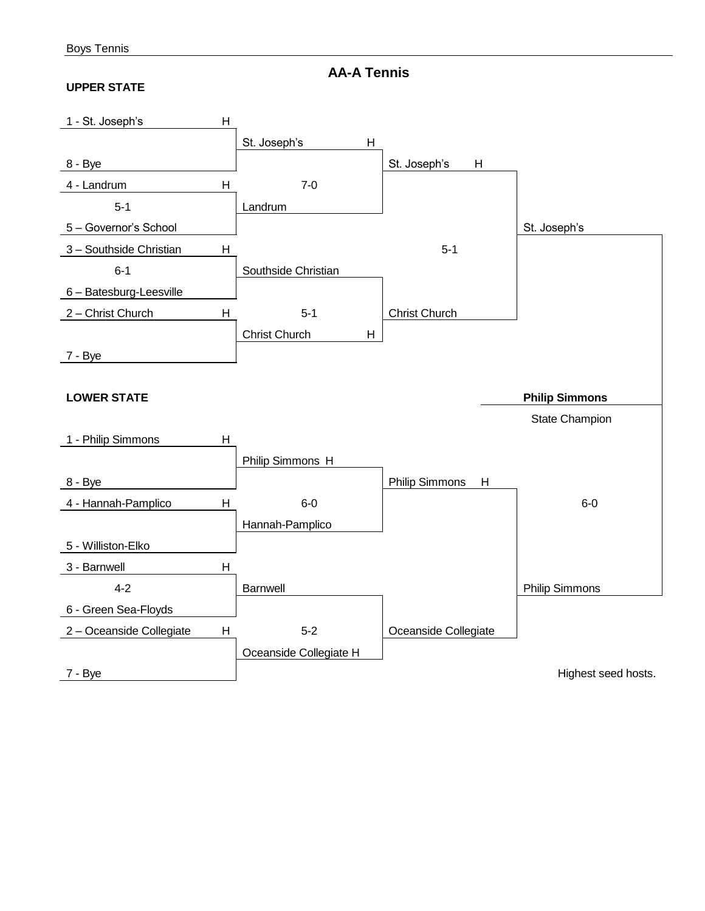Boys Tennis

## AA-A Tennis

### UPPER STATE

**First Round**

| Matchup | Host | Score | Winner |
|---|---|---|---|
| 1 - St. Joseph's vs. 8 - Bye | H | | St. Joseph's |
| 4 - Landrum vs. 5 – Governor's School | H | 5-1 | Landrum |
| 3 – Southside Christian vs. 6 – Batesburg-Leesville | H | 6-1 | Southside Christian |
| 2 – Christ Church vs. 7 - Bye | H | | Christ Church |

**Second Round**

| Matchup | Host | Score | Winner |
|---|---|---|---|
| St. Joseph's vs. Landrum | St. Joseph's H | 7-0 | St. Joseph's |
| Southside Christian vs. Christ Church | Christ Church H | 5-1 | Christ Church |

**Upper State Final**

| Matchup | Host | Score | Winner |
|---|---|---|---|
| St. Joseph's vs. Christ Church | St. Joseph's H | 5-1 | St. Joseph's |

### LOWER STATE

**First Round**

| Matchup | Host | Score | Winner |
|---|---|---|---|
| 1 - Philip Simmons vs. 8 - Bye | H | | Philip Simmons |
| 4 - Hannah-Pamplico vs. 5 - Williston-Elko | H | | Hannah-Pamplico |
| 3 - Barnwell vs. 6 - Green Sea-Floyds | H | 4-2 | Barnwell |
| 2 – Oceanside Collegiate vs. 7 - Bye | H | | Oceanside Collegiate |

**Second Round**

| Matchup | Host | Score | Winner |
|---|---|---|---|
| Philip Simmons vs. Hannah-Pamplico | Philip Simmons H | 6-0 | Philip Simmons |
| Barnwell vs. Oceanside Collegiate | Oceanside Collegiate H | 5-2 | Oceanside Collegiate |

**Lower State Final**

| Matchup | Host | Score | Winner |
|---|---|---|---|
| Philip Simmons vs. Oceanside Collegiate | Philip Simmons H | | Philip Simmons |

### STATE FINAL

| Matchup | Score | Winner |
|---|---|---|
| St. Joseph's vs. Philip Simmons | 6-0 | Philip Simmons |

**Philip Simmons**

State Champion

Highest seed hosts.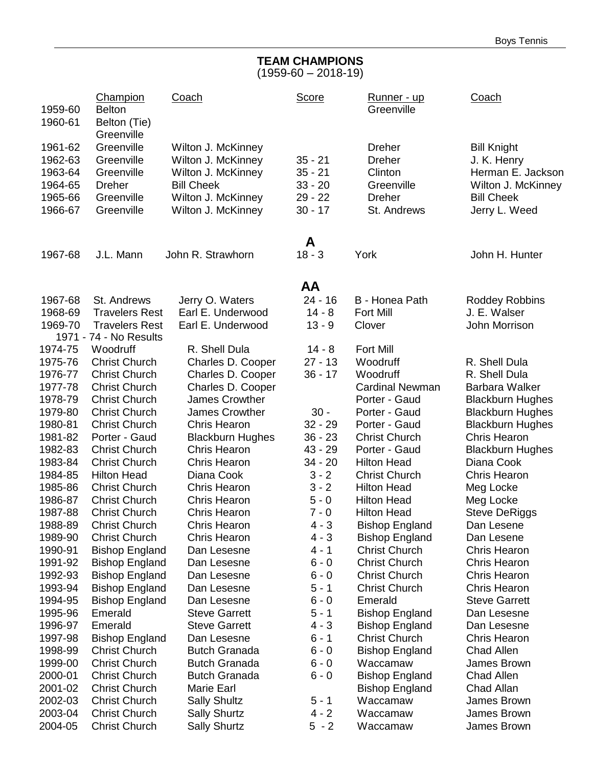## TEAM CHAMPIONS

(1959-60 – 2018-19)

| | Champion | Coach | Score | Runner - up | Coach |
|---|---|---|---|---|---|
| 1959-60 | Belton | | | Greenville | |
| 1960-61 | Belton (Tie) Greenville | | | | |
| 1961-62 | Greenville | Wilton J. McKinney | | Dreher | Bill Knight |
| 1962-63 | Greenville | Wilton J. McKinney | 35 - 21 | Dreher | J. K. Henry |
| 1963-64 | Greenville | Wilton J. McKinney | 35 - 21 | Clinton | Herman E. Jackson |
| 1964-65 | Dreher | Bill Cheek | 33 - 20 | Greenville | Wilton J. McKinney |
| 1965-66 | Greenville | Wilton J. McKinney | 29 - 22 | Dreher | Bill Cheek |
| 1966-67 | Greenville | Wilton J. McKinney | 30 - 17 | St. Andrews | Jerry L. Weed |
| | | | **A** | | |
| 1967-68 | J.L. Mann | John R. Strawhorn | 18 - 3 | York | John H. Hunter |
| | | | **AA** | | |
| 1967-68 | St. Andrews | Jerry O. Waters | 24 - 16 | B - Honea Path | Roddey Robbins |
| 1968-69 | Travelers Rest | Earl E. Underwood | 14 - 8 | Fort Mill | J. E. Walser |
| 1969-70 | Travelers Rest | Earl E. Underwood | 13 - 9 | Clover | John Morrison |
| | 1971 - 74 - No Results | | | | |
| 1974-75 | Woodruff | R. Shell Dula | 14 - 8 | Fort Mill | |
| 1975-76 | Christ Church | Charles D. Cooper | 27 - 13 | Woodruff | R. Shell Dula |
| 1976-77 | Christ Church | Charles D. Cooper | 36 - 17 | Woodruff | R. Shell Dula |
| 1977-78 | Christ Church | Charles D. Cooper | | Cardinal Newman | Barbara Walker |
| 1978-79 | Christ Church | James Crowther | | Porter - Gaud | Blackburn Hughes |
| 1979-80 | Christ Church | James Crowther | 30 - | Porter - Gaud | Blackburn Hughes |
| 1980-81 | Christ Church | Chris Hearon | 32 - 29 | Porter - Gaud | Blackburn Hughes |
| 1981-82 | Porter - Gaud | Blackburn Hughes | 36 - 23 | Christ Church | Chris Hearon |
| 1982-83 | Christ Church | Chris Hearon | 43 - 29 | Porter - Gaud | Blackburn Hughes |
| 1983-84 | Christ Church | Chris Hearon | 34 - 20 | Hilton Head | Diana Cook |
| 1984-85 | Hilton Head | Diana Cook | 3 - 2 | Christ Church | Chris Hearon |
| 1985-86 | Christ Church | Chris Hearon | 3 - 2 | Hilton Head | Meg Locke |
| 1986-87 | Christ Church | Chris Hearon | 5 - 0 | Hilton Head | Meg Locke |
| 1987-88 | Christ Church | Chris Hearon | 7 - 0 | Hilton Head | Steve DeRiggs |
| 1988-89 | Christ Church | Chris Hearon | 4 - 3 | Bishop England | Dan Lesene |
| 1989-90 | Christ Church | Chris Hearon | 4 - 3 | Bishop England | Dan Lesene |
| 1990-91 | Bishop England | Dan Lesesne | 4 - 1 | Christ Church | Chris Hearon |
| 1991-92 | Bishop England | Dan Lesesne | 6 - 0 | Christ Church | Chris Hearon |
| 1992-93 | Bishop England | Dan Lesesne | 6 - 0 | Christ Church | Chris Hearon |
| 1993-94 | Bishop England | Dan Lesesne | 5 - 1 | Christ Church | Chris Hearon |
| 1994-95 | Bishop England | Dan Lesesne | 6 - 0 | Emerald | Steve Garrett |
| 1995-96 | Emerald | Steve Garrett | 5 - 1 | Bishop England | Dan Lesesne |
| 1996-97 | Emerald | Steve Garrett | 4 - 3 | Bishop England | Dan Lesesne |
| 1997-98 | Bishop England | Dan Lesesne | 6 - 1 | Christ Church | Chris Hearon |
| 1998-99 | Christ Church | Butch Granada | 6 - 0 | Bishop England | Chad Allen |
| 1999-00 | Christ Church | Butch Granada | 6 - 0 | Waccamaw | James Brown |
| 2000-01 | Christ Church | Butch Granada | 6 - 0 | Bishop England | Chad Allen |
| 2001-02 | Christ Church | Marie Earl | | Bishop England | Chad Allan |
| 2002-03 | Christ Church | Sally Shultz | 5 - 1 | Waccamaw | James Brown |
| 2003-04 | Christ Church | Sally Shurtz | 4 - 2 | Waccamaw | James Brown |
| 2004-05 | Christ Church | Sally Shurtz | 5 - 2 | Waccamaw | James Brown |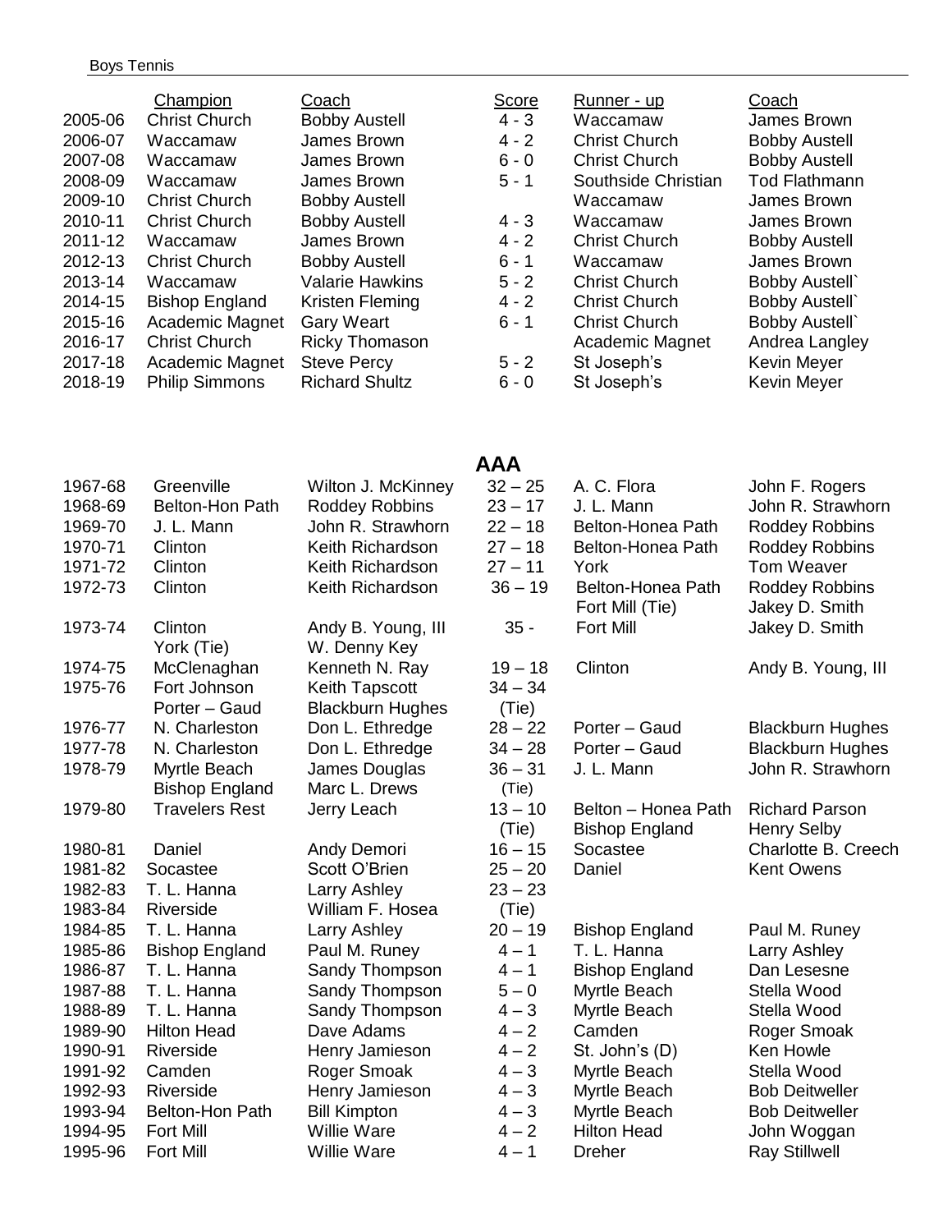Boys Tennis

| | Champion | Coach | Score | Runner - up | Coach |
|---|---|---|---|---|---|
| 2005-06 | Christ Church | Bobby Austell | 4 - 3 | Waccamaw | James Brown |
| 2006-07 | Waccamaw | James Brown | 4 - 2 | Christ Church | Bobby Austell |
| 2007-08 | Waccamaw | James Brown | 6 - 0 | Christ Church | Bobby Austell |
| 2008-09 | Waccamaw | James Brown | 5 - 1 | Southside Christian | Tod Flathmann |
| 2009-10 | Christ Church | Bobby Austell | | Waccamaw | James Brown |
| 2010-11 | Christ Church | Bobby Austell | 4 - 3 | Waccamaw | James Brown |
| 2011-12 | Waccamaw | James Brown | 4 - 2 | Christ Church | Bobby Austell |
| 2012-13 | Christ Church | Bobby Austell | 6 - 1 | Waccamaw | James Brown |
| 2013-14 | Waccamaw | Valarie Hawkins | 5 - 2 | Christ Church | Bobby Austell` |
| 2014-15 | Bishop England | Kristen Fleming | 4 - 2 | Christ Church | Bobby Austell` |
| 2015-16 | Academic Magnet | Gary Weart | 6 - 1 | Christ Church | Bobby Austell` |
| 2016-17 | Christ Church | Ricky Thomason | | Academic Magnet | Andrea Langley |
| 2017-18 | Academic Magnet | Steve Percy | 5 - 2 | St Joseph's | Kevin Meyer |
| 2018-19 | Philip Simmons | Richard Shultz | 6 - 0 | St Joseph's | Kevin Meyer |

## AAA

| | | | | | |
|---|---|---|---|---|---|
| 1967-68 | Greenville | Wilton J. McKinney | 32 – 25 | A. C. Flora | John F. Rogers |
| 1968-69 | Belton-Hon Path | Roddey Robbins | 23 – 17 | J. L. Mann | John R. Strawhorn |
| 1969-70 | J. L. Mann | John R. Strawhorn | 22 – 18 | Belton-Honea Path | Roddey Robbins |
| 1970-71 | Clinton | Keith Richardson | 27 – 18 | Belton-Honea Path | Roddey Robbins |
| 1971-72 | Clinton | Keith Richardson | 27 – 11 | York | Tom Weaver |
| 1972-73 | Clinton | Keith Richardson | 36 – 19 | Belton-Honea Path<br>Fort Mill (Tie) | Roddey Robbins<br>Jakey D. Smith |
| 1973-74 | Clinton<br>York (Tie) | Andy B. Young, III<br>W. Denny Key | 35 - | Fort Mill | Jakey D. Smith |
| 1974-75 | McClenaghan | Kenneth N. Ray | 19 – 18 | Clinton | Andy B. Young, III |
| 1975-76 | Fort Johnson<br>Porter – Gaud | Keith Tapscott<br>Blackburn Hughes | 34 – 34<br>(Tie) | | |
| 1976-77 | N. Charleston | Don L. Ethredge | 28 – 22 | Porter – Gaud | Blackburn Hughes |
| 1977-78 | N. Charleston | Don L. Ethredge | 34 – 28 | Porter – Gaud | Blackburn Hughes |
| 1978-79 | Myrtle Beach<br>Bishop England | James Douglas<br>Marc L. Drews | 36 – 31<br>(Tie) | J. L. Mann | John R. Strawhorn |
| 1979-80 | Travelers Rest | Jerry Leach | 13 – 10<br>(Tie) | Belton – Honea Path<br>Bishop England | Richard Parson<br>Henry Selby |
| 1980-81 | Daniel | Andy Demori | 16 – 15 | Socastee | Charlotte B. Creech |
| 1981-82 | Socastee | Scott O'Brien | 25 – 20 | Daniel | Kent Owens |
| 1982-83 | T. L. Hanna | Larry Ashley | 23 – 23 | | |
| 1983-84 | Riverside | William F. Hosea | (Tie) | | |
| 1984-85 | T. L. Hanna | Larry Ashley | 20 – 19 | Bishop England | Paul M. Runey |
| 1985-86 | Bishop England | Paul M. Runey | 4 – 1 | T. L. Hanna | Larry Ashley |
| 1986-87 | T. L. Hanna | Sandy Thompson | 4 – 1 | Bishop England | Dan Lesesne |
| 1987-88 | T. L. Hanna | Sandy Thompson | 5 – 0 | Myrtle Beach | Stella Wood |
| 1988-89 | T. L. Hanna | Sandy Thompson | 4 – 3 | Myrtle Beach | Stella Wood |
| 1989-90 | Hilton Head | Dave Adams | 4 – 2 | Camden | Roger Smoak |
| 1990-91 | Riverside | Henry Jamieson | 4 – 2 | St. John's (D) | Ken Howle |
| 1991-92 | Camden | Roger Smoak | 4 – 3 | Myrtle Beach | Stella Wood |
| 1992-93 | Riverside | Henry Jamieson | 4 – 3 | Myrtle Beach | Bob Deitweller |
| 1993-94 | Belton-Hon Path | Bill Kimpton | 4 – 3 | Myrtle Beach | Bob Deitweller |
| 1994-95 | Fort Mill | Willie Ware | 4 – 2 | Hilton Head | John Woggan |
| 1995-96 | Fort Mill | Willie Ware | 4 – 1 | Dreher | Ray Stillwell |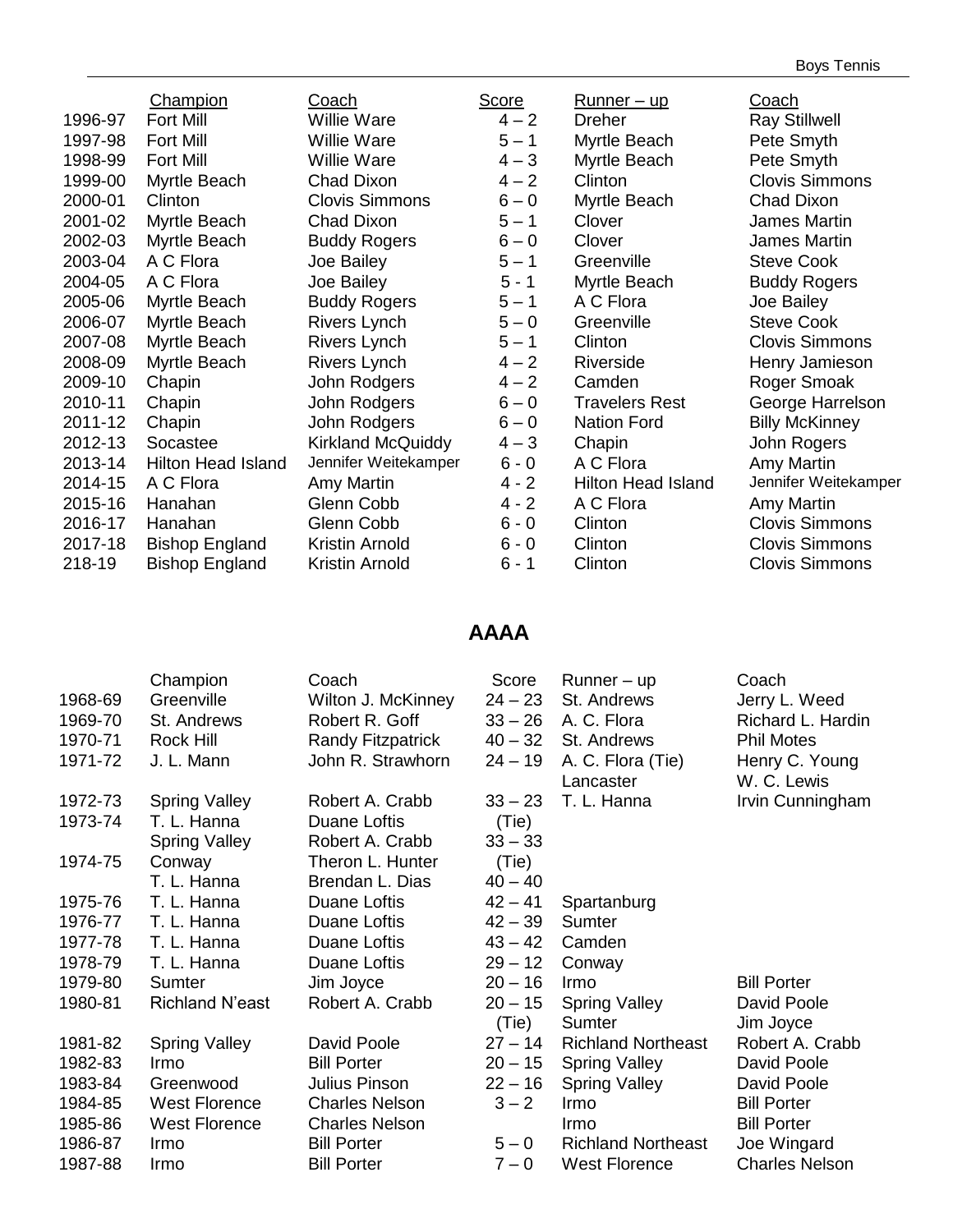| | Champion | Coach | Score | Runner – up | Coach |
|---|---|---|---|---|---|
| 1996-97 | Fort Mill | Willie Ware | 4 – 2 | Dreher | Ray Stillwell |
| 1997-98 | Fort Mill | Willie Ware | 5 – 1 | Myrtle Beach | Pete Smyth |
| 1998-99 | Fort Mill | Willie Ware | 4 – 3 | Myrtle Beach | Pete Smyth |
| 1999-00 | Myrtle Beach | Chad Dixon | 4 – 2 | Clinton | Clovis Simmons |
| 2000-01 | Clinton | Clovis Simmons | 6 – 0 | Myrtle Beach | Chad Dixon |
| 2001-02 | Myrtle Beach | Chad Dixon | 5 – 1 | Clover | James Martin |
| 2002-03 | Myrtle Beach | Buddy Rogers | 6 – 0 | Clover | James Martin |
| 2003-04 | A C Flora | Joe Bailey | 5 – 1 | Greenville | Steve Cook |
| 2004-05 | A C Flora | Joe Bailey | 5 - 1 | Myrtle Beach | Buddy Rogers |
| 2005-06 | Myrtle Beach | Buddy Rogers | 5 – 1 | A C Flora | Joe Bailey |
| 2006-07 | Myrtle Beach | Rivers Lynch | 5 – 0 | Greenville | Steve Cook |
| 2007-08 | Myrtle Beach | Rivers Lynch | 5 – 1 | Clinton | Clovis Simmons |
| 2008-09 | Myrtle Beach | Rivers Lynch | 4 – 2 | Riverside | Henry Jamieson |
| 2009-10 | Chapin | John Rodgers | 4 – 2 | Camden | Roger Smoak |
| 2010-11 | Chapin | John Rodgers | 6 – 0 | Travelers Rest | George Harrelson |
| 2011-12 | Chapin | John Rodgers | 6 – 0 | Nation Ford | Billy McKinney |
| 2012-13 | Socastee | Kirkland McQuiddy | 4 – 3 | Chapin | John Rogers |
| 2013-14 | Hilton Head Island | Jennifer Weitekamper | 6 - 0 | A C Flora | Amy Martin |
| 2014-15 | A C Flora | Amy Martin | 4 - 2 | Hilton Head Island | Jennifer Weitekamper |
| 2015-16 | Hanahan | Glenn Cobb | 4 - 2 | A C Flora | Amy Martin |
| 2016-17 | Hanahan | Glenn Cobb | 6 - 0 | Clinton | Clovis Simmons |
| 2017-18 | Bishop England | Kristin Arnold | 6 - 0 | Clinton | Clovis Simmons |
| 218-19 | Bishop England | Kristin Arnold | 6 - 1 | Clinton | Clovis Simmons |

## AAAA

| | Champion | Coach | Score | Runner – up | Coach |
|---|---|---|---|---|---|
| 1968-69 | Greenville | Wilton J. McKinney | 24 – 23 | St. Andrews | Jerry L. Weed |
| 1969-70 | St. Andrews | Robert R. Goff | 33 – 26 | A. C. Flora | Richard L. Hardin |
| 1970-71 | Rock Hill | Randy Fitzpatrick | 40 – 32 | St. Andrews | Phil Motes |
| 1971-72 | J. L. Mann | John R. Strawhorn | 24 – 19 | A. C. Flora (Tie) | Henry C. Young |
| | | | | Lancaster | W. C. Lewis |
| 1972-73 | Spring Valley | Robert A. Crabb | 33 – 23 | T. L. Hanna | Irvin Cunningham |
| 1973-74 | T. L. Hanna | Duane Loftis | (Tie) | | |
| | Spring Valley | Robert A. Crabb | 33 – 33 | | |
| 1974-75 | Conway | Theron L. Hunter | (Tie) | | |
| | T. L. Hanna | Brendan L. Dias | 40 – 40 | | |
| 1975-76 | T. L. Hanna | Duane Loftis | 42 – 41 | Spartanburg | |
| 1976-77 | T. L. Hanna | Duane Loftis | 42 – 39 | Sumter | |
| 1977-78 | T. L. Hanna | Duane Loftis | 43 – 42 | Camden | |
| 1978-79 | T. L. Hanna | Duane Loftis | 29 – 12 | Conway | |
| 1979-80 | Sumter | Jim Joyce | 20 – 16 | Irmo | Bill Porter |
| 1980-81 | Richland N'east | Robert A. Crabb | 20 – 15 | Spring Valley | David Poole |
| | | | (Tie) | Sumter | Jim Joyce |
| 1981-82 | Spring Valley | David Poole | 27 – 14 | Richland Northeast | Robert A. Crabb |
| 1982-83 | Irmo | Bill Porter | 20 – 15 | Spring Valley | David Poole |
| 1983-84 | Greenwood | Julius Pinson | 22 – 16 | Spring Valley | David Poole |
| 1984-85 | West Florence | Charles Nelson | 3 – 2 | Irmo | Bill Porter |
| 1985-86 | West Florence | Charles Nelson | | Irmo | Bill Porter |
| 1986-87 | Irmo | Bill Porter | 5 – 0 | Richland Northeast | Joe Wingard |
| 1987-88 | Irmo | Bill Porter | 7 – 0 | West Florence | Charles Nelson |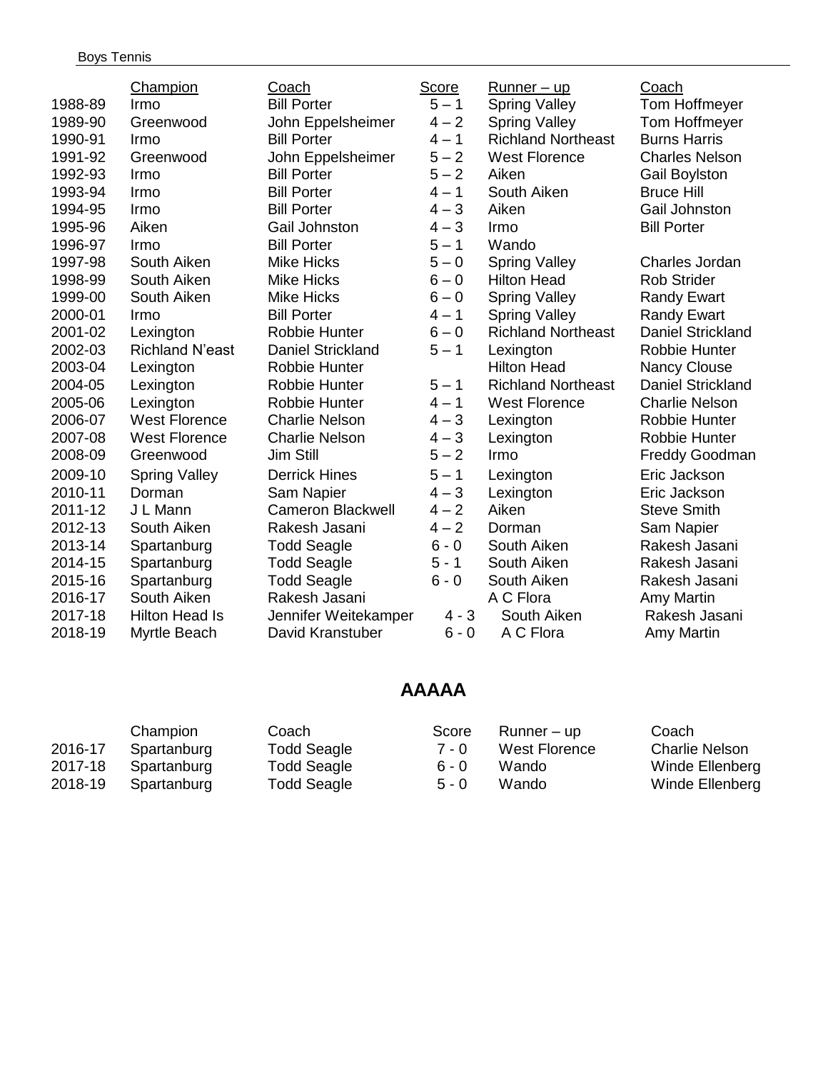Boys Tennis

| | Champion | Coach | Score | Runner – up | Coach |
|---|---|---|---|---|---|
| 1988-89 | Irmo | Bill Porter | 5 – 1 | Spring Valley | Tom Hoffmeyer |
| 1989-90 | Greenwood | John Eppelsheimer | 4 – 2 | Spring Valley | Tom Hoffmeyer |
| 1990-91 | Irmo | Bill Porter | 4 – 1 | Richland Northeast | Burns Harris |
| 1991-92 | Greenwood | John Eppelsheimer | 5 – 2 | West Florence | Charles Nelson |
| 1992-93 | Irmo | Bill Porter | 5 – 2 | Aiken | Gail Boylston |
| 1993-94 | Irmo | Bill Porter | 4 – 1 | South Aiken | Bruce Hill |
| 1994-95 | Irmo | Bill Porter | 4 – 3 | Aiken | Gail Johnston |
| 1995-96 | Aiken | Gail Johnston | 4 – 3 | Irmo | Bill Porter |
| 1996-97 | Irmo | Bill Porter | 5 – 1 | Wando | |
| 1997-98 | South Aiken | Mike Hicks | 5 – 0 | Spring Valley | Charles Jordan |
| 1998-99 | South Aiken | Mike Hicks | 6 – 0 | Hilton Head | Rob Strider |
| 1999-00 | South Aiken | Mike Hicks | 6 – 0 | Spring Valley | Randy Ewart |
| 2000-01 | Irmo | Bill Porter | 4 – 1 | Spring Valley | Randy Ewart |
| 2001-02 | Lexington | Robbie Hunter | 6 – 0 | Richland Northeast | Daniel Strickland |
| 2002-03 | Richland N'east | Daniel Strickland | 5 – 1 | Lexington | Robbie Hunter |
| 2003-04 | Lexington | Robbie Hunter | | Hilton Head | Nancy Clouse |
| 2004-05 | Lexington | Robbie Hunter | 5 – 1 | Richland Northeast | Daniel Strickland |
| 2005-06 | Lexington | Robbie Hunter | 4 – 1 | West Florence | Charlie Nelson |
| 2006-07 | West Florence | Charlie Nelson | 4 – 3 | Lexington | Robbie Hunter |
| 2007-08 | West Florence | Charlie Nelson | 4 – 3 | Lexington | Robbie Hunter |
| 2008-09 | Greenwood | Jim Still | 5 – 2 | Irmo | Freddy Goodman |
| 2009-10 | Spring Valley | Derrick Hines | 5 – 1 | Lexington | Eric Jackson |
| 2010-11 | Dorman | Sam Napier | 4 – 3 | Lexington | Eric Jackson |
| 2011-12 | J L Mann | Cameron Blackwell | 4 – 2 | Aiken | Steve Smith |
| 2012-13 | South Aiken | Rakesh Jasani | 4 – 2 | Dorman | Sam Napier |
| 2013-14 | Spartanburg | Todd Seagle | 6 - 0 | South Aiken | Rakesh Jasani |
| 2014-15 | Spartanburg | Todd Seagle | 5 - 1 | South Aiken | Rakesh Jasani |
| 2015-16 | Spartanburg | Todd Seagle | 6 - 0 | South Aiken | Rakesh Jasani |
| 2016-17 | South Aiken | Rakesh Jasani | | A C Flora | Amy Martin |
| 2017-18 | Hilton Head Is | Jennifer Weitekamper | 4 - 3 | South Aiken | Rakesh Jasani |
| 2018-19 | Myrtle Beach | David Kranstuber | 6 - 0 | A C Flora | Amy Martin |

## AAAAA

| | Champion | Coach | Score | Runner – up | Coach |
|---|---|---|---|---|---|
| 2016-17 | Spartanburg | Todd Seagle | 7 - 0 | West Florence | Charlie Nelson |
| 2017-18 | Spartanburg | Todd Seagle | 6 - 0 | Wando | Winde Ellenberg |
| 2018-19 | Spartanburg | Todd Seagle | 5 - 0 | Wando | Winde Ellenberg |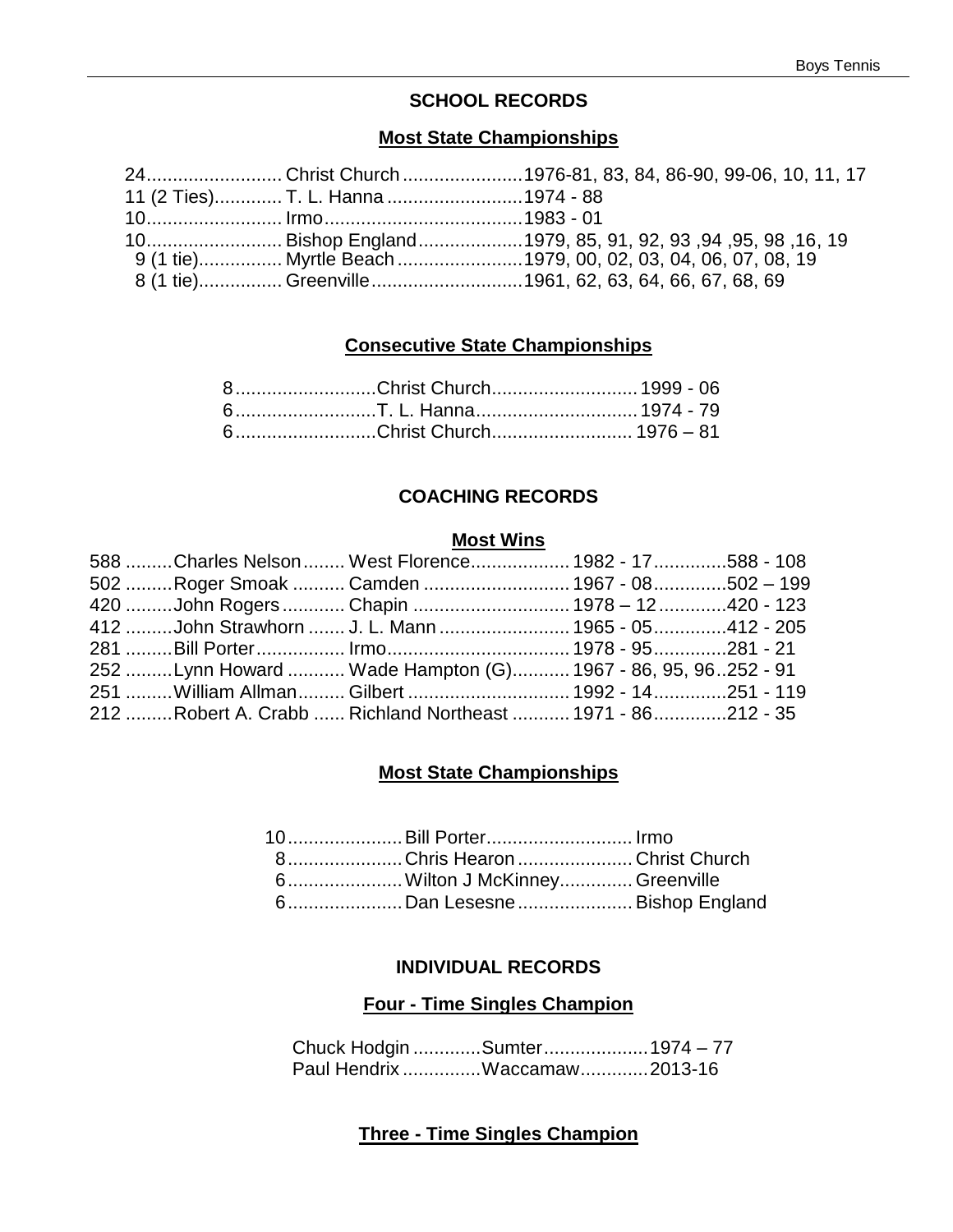# SCHOOL RECORDS

## Most State Championships

| | | |
|---|---|---|
| 24 | Christ Church | 1976-81, 83, 84, 86-90, 99-06, 10, 11, 17 |
| 11 (2 Ties) | T. L. Hanna | 1974 - 88 |
| 10 | Irmo | 1983 - 01 |
| 10 | Bishop England | 1979, 85, 91, 92, 93 ,94 ,95, 98 ,16, 19 |
| 9 (1 tie) | Myrtle Beach | 1979, 00, 02, 03, 04, 06, 07, 08, 19 |
| 8 (1 tie) | Greenville | 1961, 62, 63, 64, 66, 67, 68, 69 |

## Consecutive State Championships

| | | |
|---|---|---|
| 8 | Christ Church | 1999 - 06 |
| 6 | T. L. Hanna | 1974 - 79 |
| 6 | Christ Church | 1976 – 81 |

# COACHING RECORDS

## Most Wins

| | | | | |
|---|---|---|---|---|
| 588 | Charles Nelson | West Florence | 1982 - 17 | 588 - 108 |
| 502 | Roger Smoak | Camden | 1967 - 08 | 502 – 199 |
| 420 | John Rogers | Chapin | 1978 – 12 | 420 - 123 |
| 412 | John Strawhorn | J. L. Mann | 1965 - 05 | 412 - 205 |
| 281 | Bill Porter | Irmo | 1978 - 95 | 281 - 21 |
| 252 | Lynn Howard | Wade Hampton (G) | 1967 - 86, 95, 96 | 252 - 91 |
| 251 | William Allman | Gilbert | 1992 - 14 | 251 - 119 |
| 212 | Robert A. Crabb | Richland Northeast | 1971 - 86 | 212 - 35 |

## Most State Championships

| | | |
|---|---|---|
| 10 | Bill Porter | Irmo |
| 8 | Chris Hearon | Christ Church |
| 6 | Wilton J McKinney | Greenville |
| 6 | Dan Lesesne | Bishop England |

# INDIVIDUAL RECORDS

## Four - Time Singles Champion

| | | |
|---|---|---|
| Chuck Hodgin | Sumter | 1974 – 77 |
| Paul Hendrix | Waccamaw | 2013-16 |

## Three - Time Singles Champion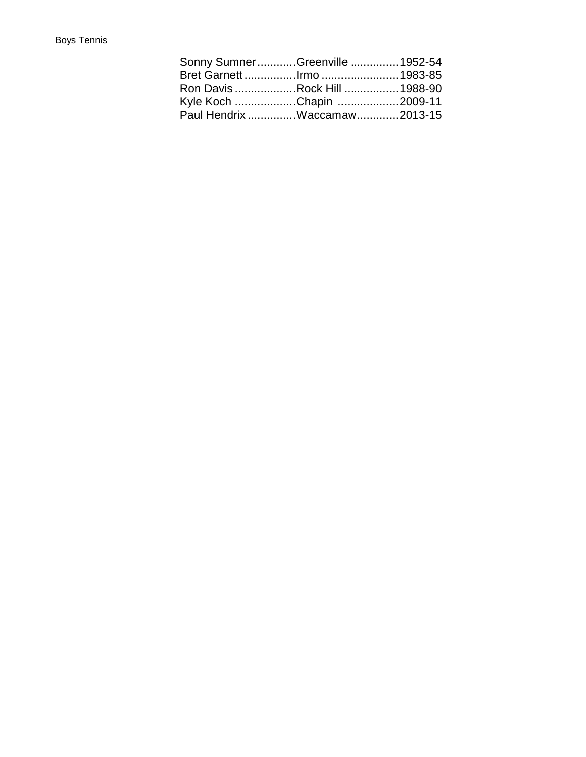Sonny Sumner............Greenville ...............1952-54
Bret Garnett................Irmo ........................1983-85
Ron Davis...................Rock Hill .................1988-90
Kyle Koch ...................Chapin ...................2009-11
Paul Hendrix...............Waccamaw.............2013-15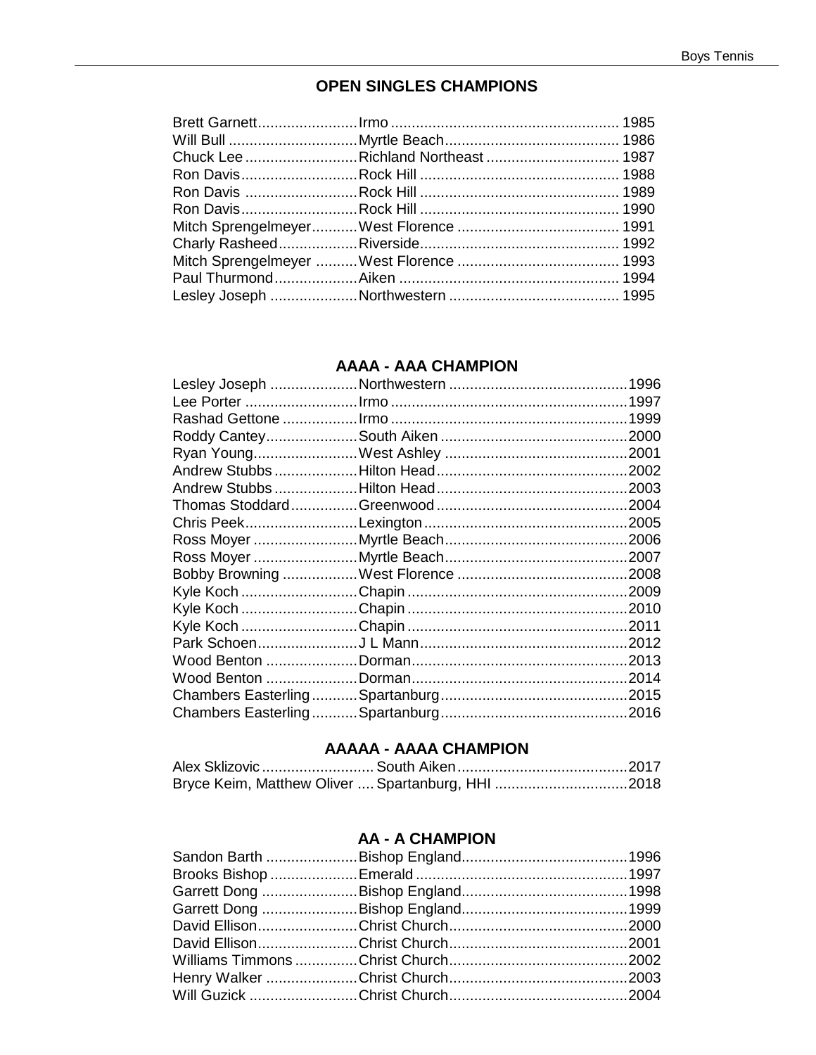## OPEN SINGLES CHAMPIONS

| | | |
|---|---|---|
| Brett Garnett | Irmo | 1985 |
| Will Bull | Myrtle Beach | 1986 |
| Chuck Lee | Richland Northeast | 1987 |
| Ron Davis | Rock Hill | 1988 |
| Ron Davis | Rock Hill | 1989 |
| Ron Davis | Rock Hill | 1990 |
| Mitch Sprengelmeyer | West Florence | 1991 |
| Charly Rasheed | Riverside | 1992 |
| Mitch Sprengelmeyer | West Florence | 1993 |
| Paul Thurmond | Aiken | 1994 |
| Lesley Joseph | Northwestern | 1995 |

## AAAA - AAA CHAMPION

| | | |
|---|---|---|
| Lesley Joseph | Northwestern | 1996 |
| Lee Porter | Irmo | 1997 |
| Rashad Gettone | Irmo | 1999 |
| Roddy Cantey | South Aiken | 2000 |
| Ryan Young | West Ashley | 2001 |
| Andrew Stubbs | Hilton Head | 2002 |
| Andrew Stubbs | Hilton Head | 2003 |
| Thomas Stoddard | Greenwood | 2004 |
| Chris Peek | Lexington | 2005 |
| Ross Moyer | Myrtle Beach | 2006 |
| Ross Moyer | Myrtle Beach | 2007 |
| Bobby Browning | West Florence | 2008 |
| Kyle Koch | Chapin | 2009 |
| Kyle Koch | Chapin | 2010 |
| Kyle Koch | Chapin | 2011 |
| Park Schoen | J L Mann | 2012 |
| Wood Benton | Dorman | 2013 |
| Wood Benton | Dorman | 2014 |
| Chambers Easterling | Spartanburg | 2015 |
| Chambers Easterling | Spartanburg | 2016 |

## AAAAA - AAAA CHAMPION

| | | |
|---|---|---|
| Alex Sklizovic | South Aiken | 2017 |
| Bryce Keim, Matthew Oliver | Spartanburg, HHI | 2018 |

## AA - A CHAMPION

| | | |
|---|---|---|
| Sandon Barth | Bishop England | 1996 |
| Brooks Bishop | Emerald | 1997 |
| Garrett Dong | Bishop England | 1998 |
| Garrett Dong | Bishop England | 1999 |
| David Ellison | Christ Church | 2000 |
| David Ellison | Christ Church | 2001 |
| Williams Timmons | Christ Church | 2002 |
| Henry Walker | Christ Church | 2003 |
| Will Guzick | Christ Church | 2004 |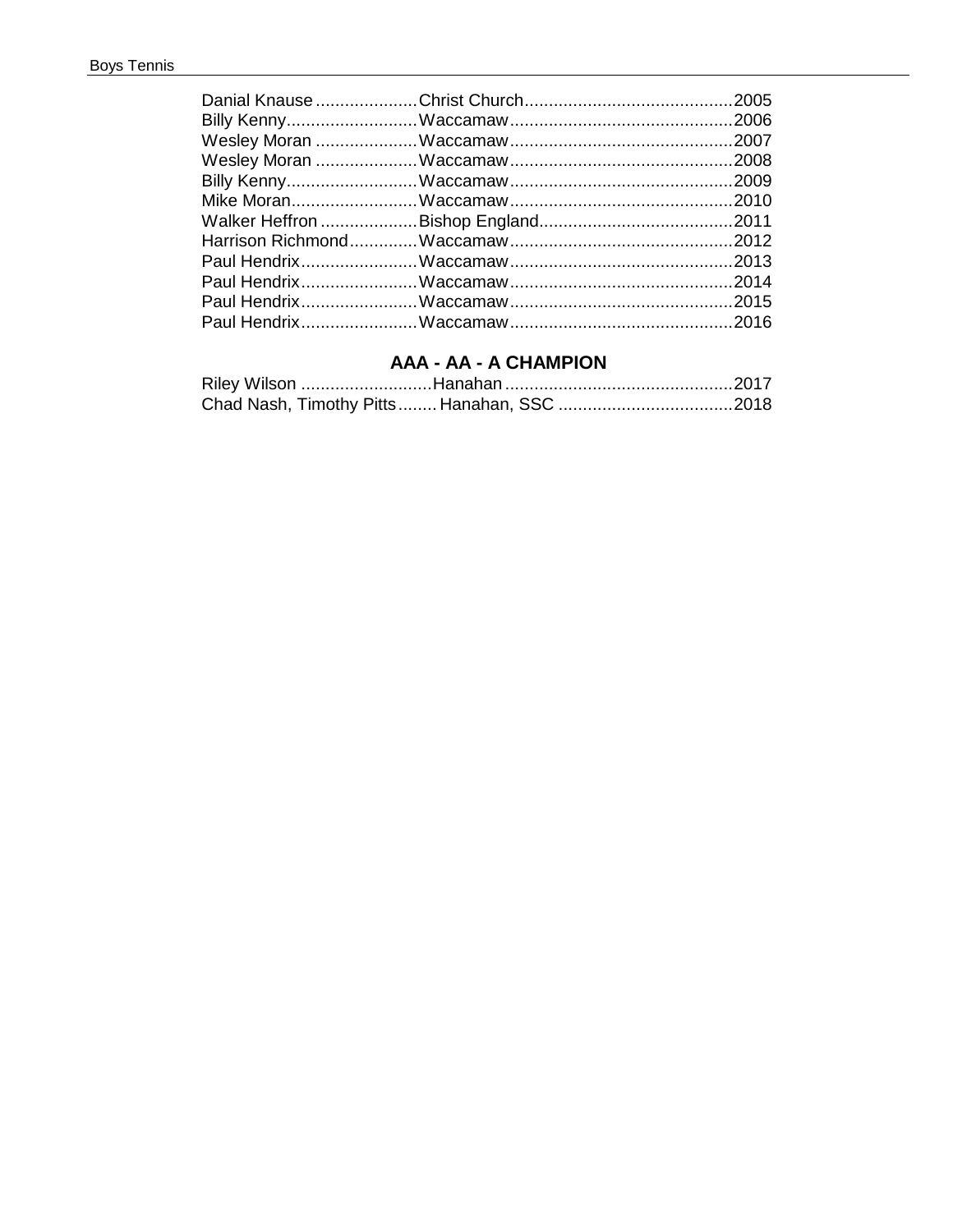| | | |
|---|---|---|
| Danial Knause | Christ Church | 2005 |
| Billy Kenny | Waccamaw | 2006 |
| Wesley Moran | Waccamaw | 2007 |
| Wesley Moran | Waccamaw | 2008 |
| Billy Kenny | Waccamaw | 2009 |
| Mike Moran | Waccamaw | 2010 |
| Walker Heffron | Bishop England | 2011 |
| Harrison Richmond | Waccamaw | 2012 |
| Paul Hendrix | Waccamaw | 2013 |
| Paul Hendrix | Waccamaw | 2014 |
| Paul Hendrix | Waccamaw | 2015 |
| Paul Hendrix | Waccamaw | 2016 |

## AAA - AA - A CHAMPION

| | | |
|---|---|---|
| Riley Wilson | Hanahan | 2017 |
| Chad Nash, Timothy Pitts | Hanahan, SSC | 2018 |